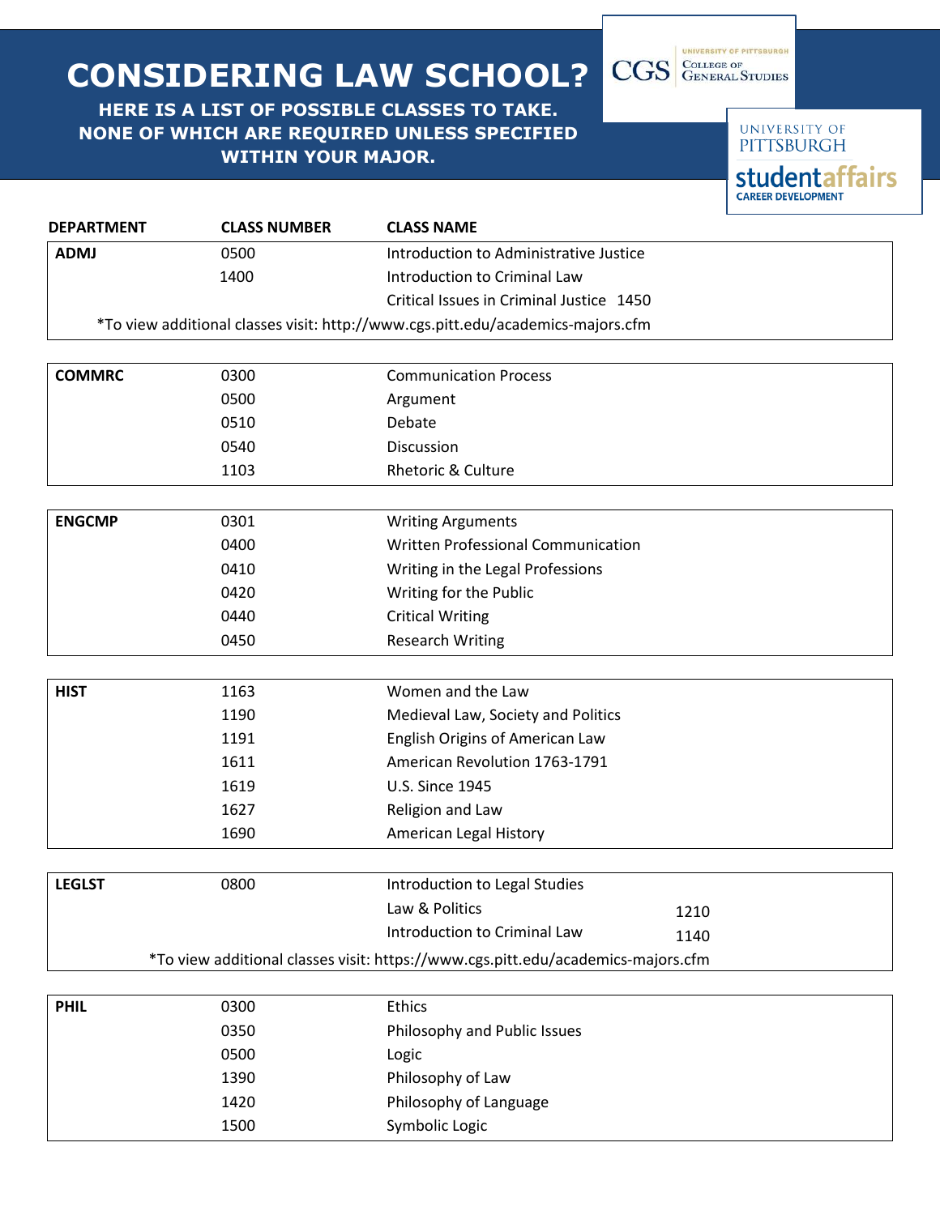# CONSIDERING LAW SCHOOL?

**HERE IS A LIST OF POSSIBLE CLASSES TO TAKE. NONE OF WHICH ARE REQUIRED UNLESS SPECIFIED WITHIN YOUR MAJOR.**

CGS University of Pittsburgh College of General Studies

University of Pittsburgh studentaffairs Career Development

| DEPARTMENT | CLASS NUMBER | CLASS NAME |
|---|---|---|
| **ADMJ** | 0500 | Introduction to Administrative Justice |
| | 1400 | Introduction to Criminal Law |
| | | Critical Issues in Criminal Justice 1450 |
| | | *To view additional classes visit: http://www.cgs.pitt.edu/academics-majors.cfm |
| **COMMRC** | 0300 | Communication Process |
| | 0500 | Argument |
| | 0510 | Debate |
| | 0540 | Discussion |
| | 1103 | Rhetoric & Culture |
| **ENGCMP** | 0301 | Writing Arguments |
| | 0400 | Written Professional Communication |
| | 0410 | Writing in the Legal Professions |
| | 0420 | Writing for the Public |
| | 0440 | Critical Writing |
| | 0450 | Research Writing |
| **HIST** | 1163 | Women and the Law |
| | 1190 | Medieval Law, Society and Politics |
| | 1191 | English Origins of American Law |
| | 1611 | American Revolution 1763-1791 |
| | 1619 | U.S. Since 1945 |
| | 1627 | Religion and Law |
| | 1690 | American Legal History |
| **LEGLST** | 0800 | Introduction to Legal Studies |
| | | Law & Politics 1210 |
| | | Introduction to Criminal Law 1140 |
| | | *To view additional classes visit: https://www.cgs.pitt.edu/academics-majors.cfm |
| **PHIL** | 0300 | Ethics |
| | 0350 | Philosophy and Public Issues |
| | 0500 | Logic |
| | 1390 | Philosophy of Law |
| | 1420 | Philosophy of Language |
| | 1500 | Symbolic Logic |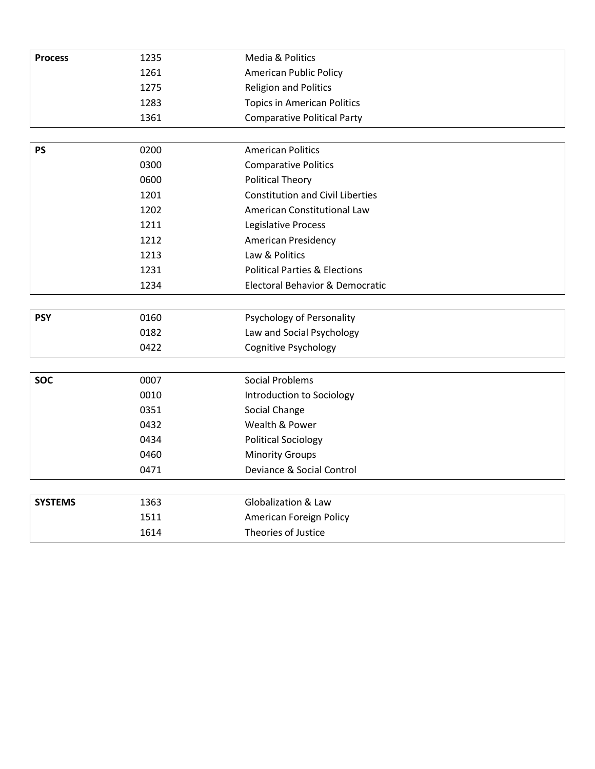| | | |
|---|---|---|
| **Process** | 1235 | Media & Politics |
| | 1261 | American Public Policy |
| | 1275 | Religion and Politics |
| | 1283 | Topics in American Politics |
| | 1361 | Comparative Political Party |

| | | |
|---|---|---|
| **PS** | 0200 | American Politics |
| | 0300 | Comparative Politics |
| | 0600 | Political Theory |
| | 1201 | Constitution and Civil Liberties |
| | 1202 | American Constitutional Law |
| | 1211 | Legislative Process |
| | 1212 | American Presidency |
| | 1213 | Law & Politics |
| | 1231 | Political Parties & Elections |
| | 1234 | Electoral Behavior & Democratic |

| | | |
|---|---|---|
| **PSY** | 0160 | Psychology of Personality |
| | 0182 | Law and Social Psychology |
| | 0422 | Cognitive Psychology |

| | | |
|---|---|---|
| **SOC** | 0007 | Social Problems |
| | 0010 | Introduction to Sociology |
| | 0351 | Social Change |
| | 0432 | Wealth & Power |
| | 0434 | Political Sociology |
| | 0460 | Minority Groups |
| | 0471 | Deviance & Social Control |

| | | |
|---|---|---|
| **SYSTEMS** | 1363 | Globalization & Law |
| | 1511 | American Foreign Policy |
| | 1614 | Theories of Justice |